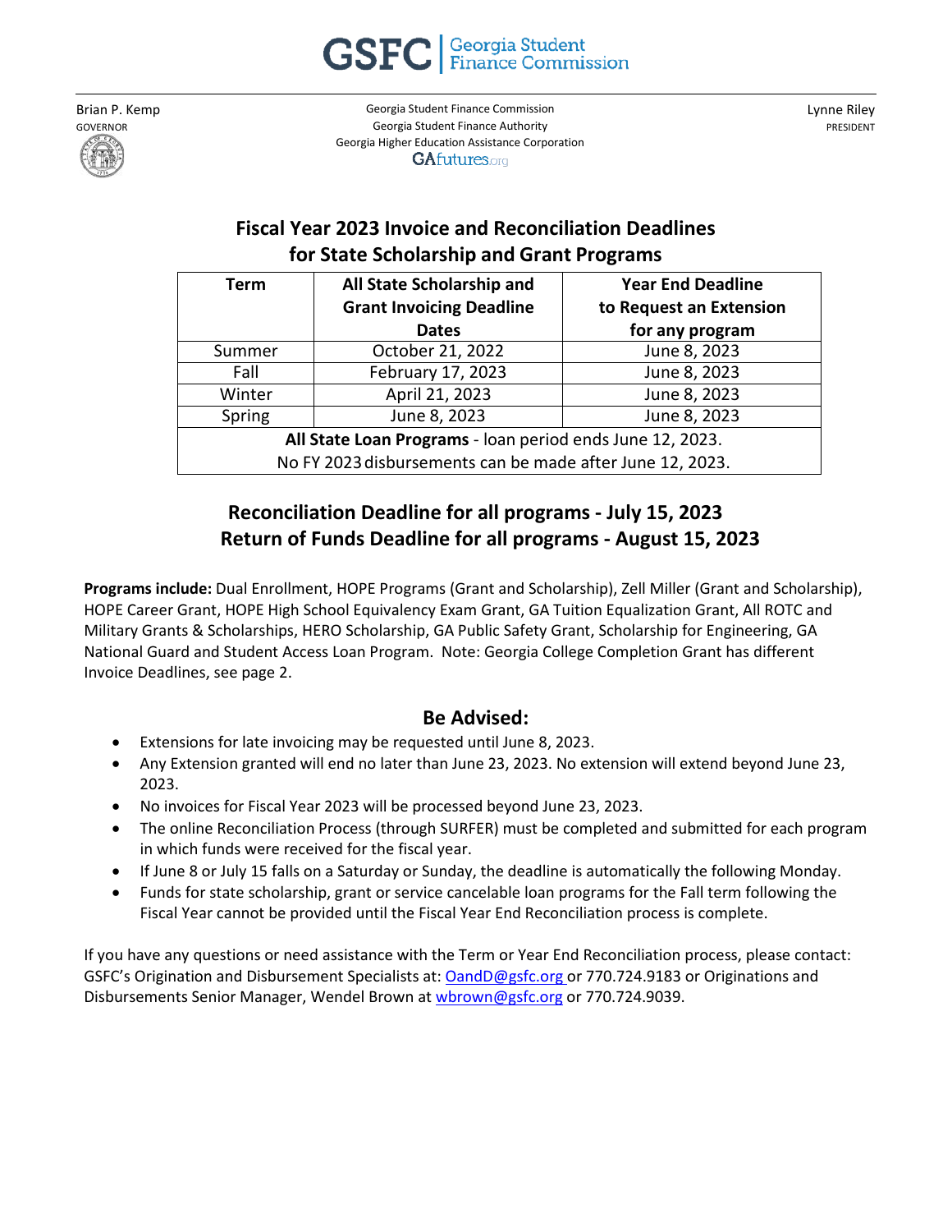GSFC | Georgia Student Finance Commission

Brian P. Kemp
GOVERNOR

Georgia Student Finance Commission
Georgia Student Finance Authority
Georgia Higher Education Assistance Corporation
GAfutures.org

Lynne Riley
PRESIDENT

## Fiscal Year 2023 Invoice and Reconciliation Deadlines for State Scholarship and Grant Programs

| Term | All State Scholarship and Grant Invoicing Deadline Dates | Year End Deadline to Request an Extension for any program |
|---|---|---|
| Summer | October 21, 2022 | June 8, 2023 |
| Fall | February 17, 2023 | June 8, 2023 |
| Winter | April 21, 2023 | June 8, 2023 |
| Spring | June 8, 2023 | June 8, 2023 |
| **All State Loan Programs** - loan period ends June 12, 2023. No FY 2023 disbursements can be made after June 12, 2023. | | |

## Reconciliation Deadline for all programs - July 15, 2023
## Return of Funds Deadline for all programs - August 15, 2023

**Programs include:** Dual Enrollment, HOPE Programs (Grant and Scholarship), Zell Miller (Grant and Scholarship), HOPE Career Grant, HOPE High School Equivalency Exam Grant, GA Tuition Equalization Grant, All ROTC and Military Grants & Scholarships, HERO Scholarship, GA Public Safety Grant, Scholarship for Engineering, GA National Guard and Student Access Loan Program. Note: Georgia College Completion Grant has different Invoice Deadlines, see page 2.

## Be Advised:

- Extensions for late invoicing may be requested until June 8, 2023.
- Any Extension granted will end no later than June 23, 2023. No extension will extend beyond June 23, 2023.
- No invoices for Fiscal Year 2023 will be processed beyond June 23, 2023.
- The online Reconciliation Process (through SURFER) must be completed and submitted for each program in which funds were received for the fiscal year.
- If June 8 or July 15 falls on a Saturday or Sunday, the deadline is automatically the following Monday.
- Funds for state scholarship, grant or service cancelable loan programs for the Fall term following the Fiscal Year cannot be provided until the Fiscal Year End Reconciliation process is complete.

If you have any questions or need assistance with the Term or Year End Reconciliation process, please contact: GSFC's Origination and Disbursement Specialists at: OandD@gsfc.org or 770.724.9183 or Originations and Disbursements Senior Manager, Wendel Brown at wbrown@gsfc.org or 770.724.9039.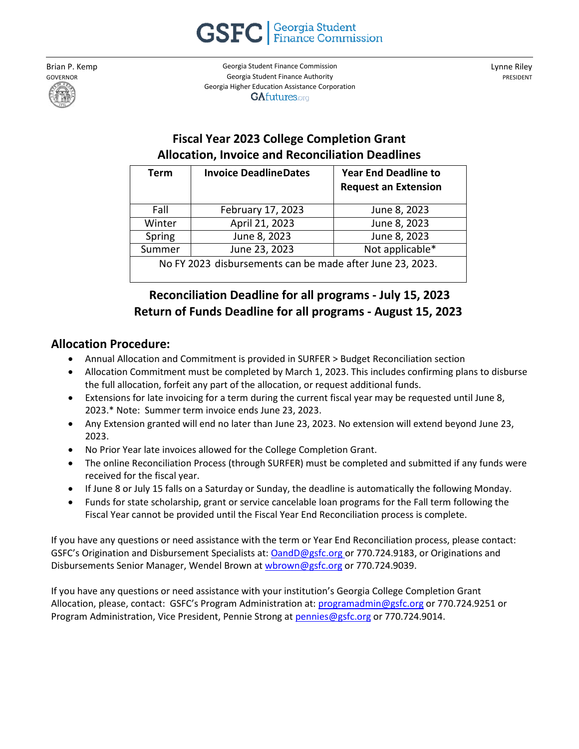GSFC | Georgia Student Finance Commission

Brian P. Kemp
GOVERNOR

Georgia Student Finance Commission
Georgia Student Finance Authority
Georgia Higher Education Assistance Corporation
GAfutures.org

Lynne Riley
PRESIDENT

## Fiscal Year 2023 College Completion Grant Allocation, Invoice and Reconciliation Deadlines

| Term | Invoice DeadlineDates | Year End Deadline to Request an Extension |
|---|---|---|
| Fall | February 17, 2023 | June 8, 2023 |
| Winter | April 21, 2023 | June 8, 2023 |
| Spring | June 8, 2023 | June 8, 2023 |
| Summer | June 23, 2023 | Not applicable* |
| No FY 2023 disbursements can be made after June 23, 2023. | | |

### Reconciliation Deadline for all programs - July 15, 2023
### Return of Funds Deadline for all programs - August 15, 2023

## Allocation Procedure:

- Annual Allocation and Commitment is provided in SURFER > Budget Reconciliation section
- Allocation Commitment must be completed by March 1, 2023. This includes confirming plans to disburse the full allocation, forfeit any part of the allocation, or request additional funds.
- Extensions for late invoicing for a term during the current fiscal year may be requested until June 8, 2023.* Note: Summer term invoice ends June 23, 2023.
- Any Extension granted will end no later than June 23, 2023. No extension will extend beyond June 23, 2023.
- No Prior Year late invoices allowed for the College Completion Grant.
- The online Reconciliation Process (through SURFER) must be completed and submitted if any funds were received for the fiscal year.
- If June 8 or July 15 falls on a Saturday or Sunday, the deadline is automatically the following Monday.
- Funds for state scholarship, grant or service cancelable loan programs for the Fall term following the Fiscal Year cannot be provided until the Fiscal Year End Reconciliation process is complete.

If you have any questions or need assistance with the term or Year End Reconciliation process, please contact: GSFC's Origination and Disbursement Specialists at: OandD@gsfc.org or 770.724.9183, or Originations and Disbursements Senior Manager, Wendel Brown at wbrown@gsfc.org or 770.724.9039.

If you have any questions or need assistance with your institution's Georgia College Completion Grant Allocation, please, contact: GSFC's Program Administration at: programadmin@gsfc.org or 770.724.9251 or Program Administration, Vice President, Pennie Strong at pennies@gsfc.org or 770.724.9014.